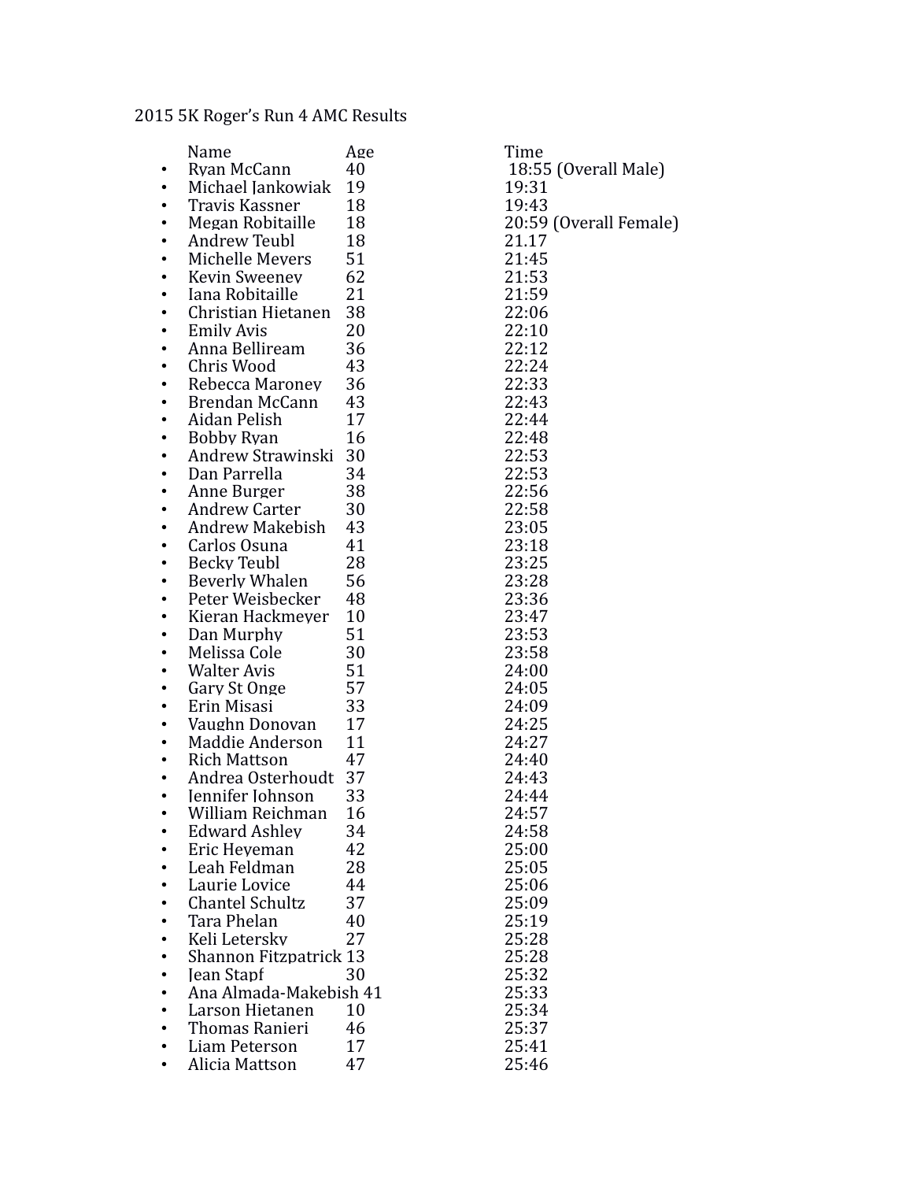2015 5K Roger's Run 4 AMC Results

| Name | Age | Time |
|---|---|---|
| Ryan McCann | 40 | 18:55 (Overall Male) |
| Michael Jankowiak | 19 | 19:31 |
| Travis Kassner | 18 | 19:43 |
| Megan Robitaille | 18 | 20:59 (Overall Female) |
| Andrew Teubl | 18 | 21.17 |
| Michelle Meyers | 51 | 21:45 |
| Kevin Sweeney | 62 | 21:53 |
| Jana Robitaille | 21 | 21:59 |
| Christian Hietanen | 38 | 22:06 |
| Emily Avis | 20 | 22:10 |
| Anna Bellirеam | 36 | 22:12 |
| Chris Wood | 43 | 22:24 |
| Rebecca Maroney | 36 | 22:33 |
| Brendan McCann | 43 | 22:43 |
| Aidan Pelish | 17 | 22:44 |
| Bobby Ryan | 16 | 22:48 |
| Andrew Strawinski | 30 | 22:53 |
| Dan Parrella | 34 | 22:53 |
| Anne Burger | 38 | 22:56 |
| Andrew Carter | 30 | 22:58 |
| Andrew Makebish | 43 | 23:05 |
| Carlos Osuna | 41 | 23:18 |
| Becky Teubl | 28 | 23:25 |
| Beverly Whalen | 56 | 23:28 |
| Peter Weisbecker | 48 | 23:36 |
| Kieran Hackmeyer | 10 | 23:47 |
| Dan Murphy | 51 | 23:53 |
| Melissa Cole | 30 | 23:58 |
| Walter Avis | 51 | 24:00 |
| Gary St Onge | 57 | 24:05 |
| Erin Misasi | 33 | 24:09 |
| Vaughn Donovan | 17 | 24:25 |
| Maddie Anderson | 11 | 24:27 |
| Rich Mattson | 47 | 24:40 |
| Andrea Osterhoudt | 37 | 24:43 |
| Jennifer Johnson | 33 | 24:44 |
| William Reichman | 16 | 24:57 |
| Edward Ashley | 34 | 24:58 |
| Eric Heyeman | 42 | 25:00 |
| Leah Feldman | 28 | 25:05 |
| Laurie Lovice | 44 | 25:06 |
| Chantel Schultz | 37 | 25:09 |
| Tara Phelan | 40 | 25:19 |
| Keli Letersky | 27 | 25:28 |
| Shannon Fitzpatrick | 13 | 25:28 |
| Jean Stapf | 30 | 25:32 |
| Ana Almada-Makebish | 41 | 25:33 |
| Larson Hietanen | 10 | 25:34 |
| Thomas Ranieri | 46 | 25:37 |
| Liam Peterson | 17 | 25:41 |
| Alicia Mattson | 47 | 25:46 |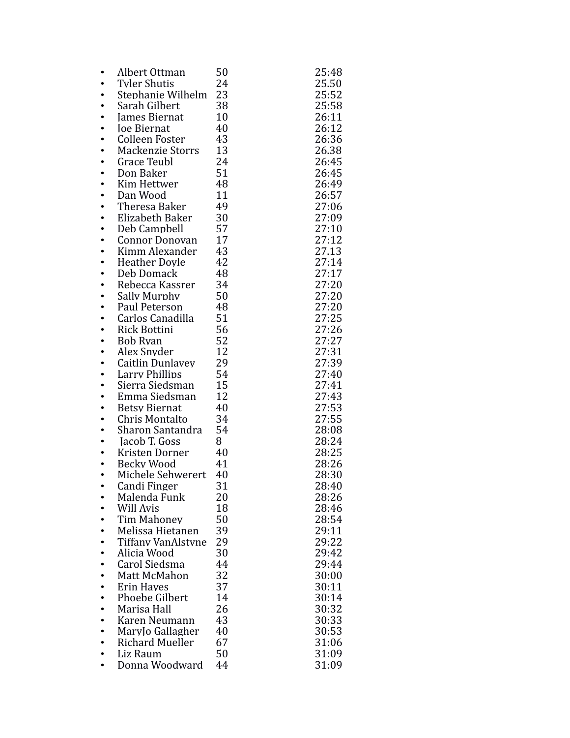- Albert Ottman 50 25:48
- Tyler Shutis 24 25.50
- Stephanie Wilhelm 23 25:52
- Sarah Gilbert 38 25:58
- James Biernat 10 26:11
- Joe Biernat 40 26:12
- Colleen Foster 43 26:36
- Mackenzie Storrs 13 26.38
- Grace Teubl 24 26:45
- Don Baker 51 26:45
- Kim Hettwer 48 26:49
- Dan Wood 11 26:57
- Theresa Baker 49 27:06
- Elizabeth Baker 30 27:09
- Deb Campbell 57 27:10
- Connor Donovan 17 27:12
- Kimm Alexander 43 27.13
- Heather Doyle 42 27:14
- Deb Domack 48 27:17
- Rebecca Kassrer 34 27:20
- Sally Murphy 50 27:20
- Paul Peterson 48 27:20
- Carlos Canadilla 51 27:25
- Rick Bottini 56 27:26
- Bob Ryan 52 27:27
- Alex Snyder 12 27:31
- Caitlin Dunlavey 29 27:39
- Larry Phillips 54 27:40
- Sierra Siedsman 15 27:41
- Emma Siedsman 12 27:43
- Betsy Biernat 40 27:53
- Chris Montalto 34 27:55
- Sharon Santandra 54 28:08
- Jacob T. Goss 8 28:24
- Kristen Dorner 40 28:25
- Becky Wood 41 28:26
- Michele Sehwerert 40 28:30
- Candi Finger 31 28:40
- Malenda Funk 20 28:26
- Will Avis 18 28:46
- Tim Mahoney 50 28:54
- Melissa Hietanen 39 29:11
- Tiffany VanAlstyne 29 29:22
- Alicia Wood 30 29:42
- Carol Siedsma 44 29:44
- Matt McMahon 32 30:00
- Erin Hayes 37 30:11
- Phoebe Gilbert 14 30:14
- Marisa Hall 26 30:32
- Karen Neumann 43 30:33
- MaryJo Gallagher 40 30:53
- Richard Mueller 67 31:06
- Liz Raum 50 31:09
- Donna Woodward 44 31:09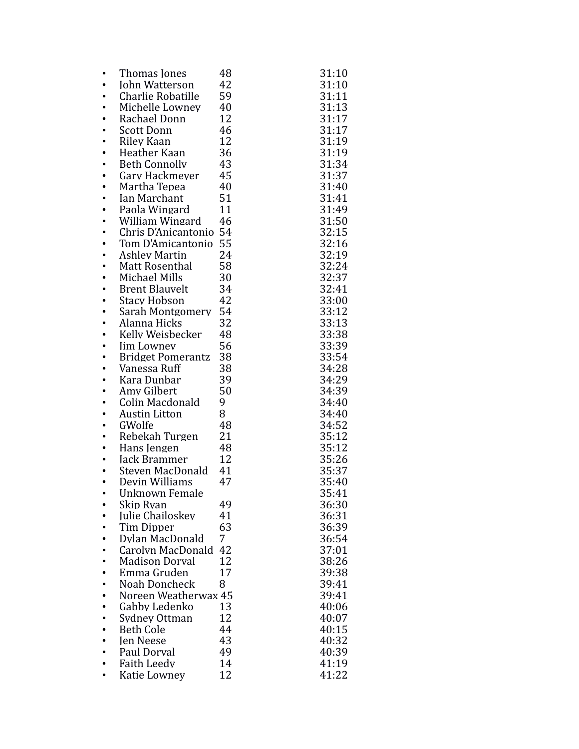- Thomas Jones 48 31:10
- John Watterson 42 31:10
- Charlie Robatille 59 31:11
- Michelle Lowney 40 31:13
- Rachael Donn 12 31:17
- Scott Donn 46 31:17
- Riley Kaan 12 31:19
- Heather Kaan 36 31:19
- Beth Connolly 43 31:34
- Gary Hackmeyer 45 31:37
- Martha Tepea 40 31:40
- Ian Marchant 51 31:41
- Paola Wingard 11 31:49
- William Wingard 46 31:50
- Chris D'Anicantonio 54 32:15
- Tom D'Amicantonio 55 32:16
- Ashley Martin 24 32:19
- Matt Rosenthal 58 32:24
- Michael Mills 30 32:37
- Brent Blauvelt 34 32:41
- Stacy Hobson 42 33:00
- Sarah Montgomery 54 33:12
- Alanna Hicks 32 33:13
- Kelly Weisbecker 48 33:38
- Jim Lowney 56 33:39
- Bridget Pomerantz 38 33:54
- Vanessa Ruff 38 34:28
- Kara Dunbar 39 34:29
- Amy Gilbert 50 34:39
- Colin Macdonald 9 34:40
- Austin Litton 8 34:40
- GWolfe 48 34:52
- Rebekah Turgen 21 35:12
- Hans Jengen 48 35:12
- Jack Brammer 12 35:26
- Steven MacDonald 41 35:37
- Devin Williams 47 35:40
- Unknown Female 35:41
- Skip Ryan 49 36:30
- Julie Chailoskey 41 36:31
- Tim Dipper 63 36:39
- Dylan MacDonald 7 36:54
- Carolyn MacDonald 42 37:01
- Madison Dorval 12 38:26
- Emma Gruden 17 39:38
- Noah Doncheck 8 39:41
- Noreen Weatherwax 45 39:41
- Gabby Ledenko 13 40:06
- Sydney Ottman 12 40:07
- Beth Cole 44 40:15
- Jen Neese 43 40:32
- Paul Dorval 49 40:39
- Faith Leedy 14 41:19
- Katie Lowney 12 41:22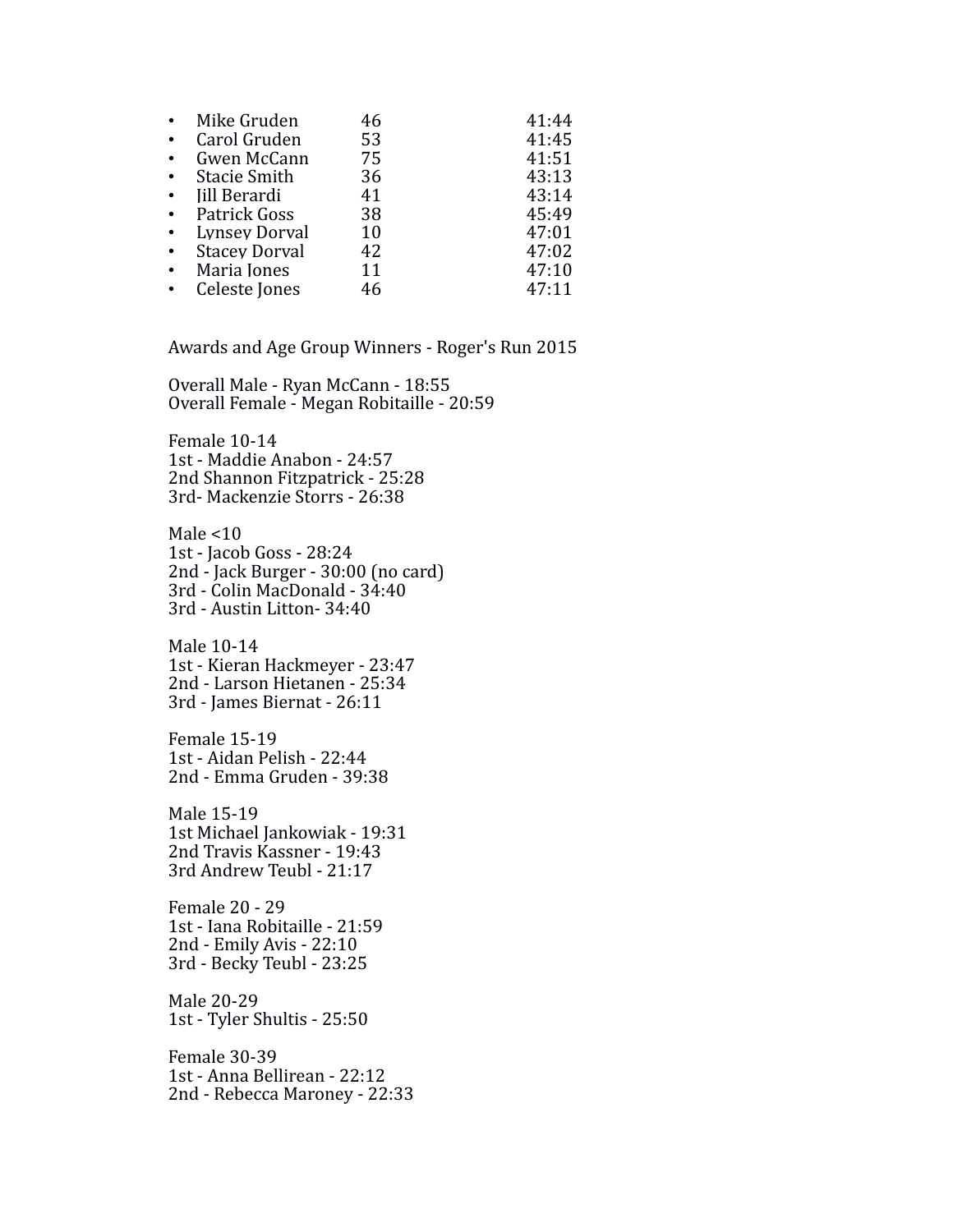- Mike Gruden 46 41:44
- Carol Gruden 53 41:45
- Gwen McCann 75 41:51
- Stacie Smith 36 43:13
- Jill Berardi 41 43:14
- Patrick Goss 38 45:49
- Lynsey Dorval 10 47:01
- Stacey Dorval 42 47:02
- Maria Jones 11 47:10
- Celeste Jones 46 47:11

Awards and Age Group Winners - Roger's Run 2015

Overall Male - Ryan McCann - 18:55
Overall Female - Megan Robitaille - 20:59

Female 10-14
1st - Maddie Anabon - 24:57
2nd Shannon Fitzpatrick - 25:28
3rd- Mackenzie Storrs - 26:38

Male <10
1st - Jacob Goss - 28:24
2nd - Jack Burger - 30:00 (no card)
3rd - Colin MacDonald - 34:40
3rd - Austin Litton- 34:40

Male 10-14
1st - Kieran Hackmeyer - 23:47
2nd - Larson Hietanen - 25:34
3rd - James Biernat - 26:11

Female 15-19
1st - Aidan Pelish - 22:44
2nd - Emma Gruden - 39:38

Male 15-19
1st Michael Jankowiak - 19:31
2nd Travis Kassner - 19:43
3rd Andrew Teubl - 21:17

Female 20 - 29
1st - Iana Robitaille - 21:59
2nd - Emily Avis - 22:10
3rd - Becky Teubl - 23:25

Male 20-29
1st - Tyler Shultis - 25:50

Female 30-39
1st - Anna Bellirean - 22:12
2nd - Rebecca Maroney - 22:33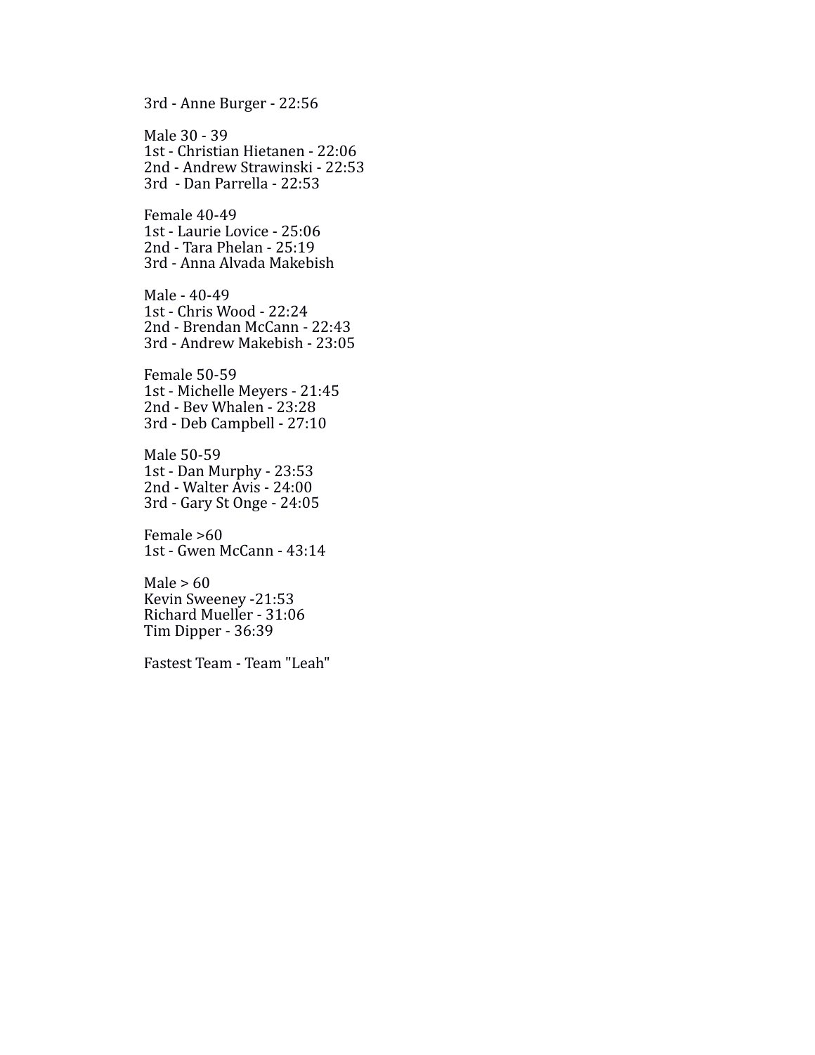3rd - Anne Burger - 22:56

Male 30 - 39
1st - Christian Hietanen - 22:06
2nd - Andrew Strawinski - 22:53
3rd  - Dan Parrella - 22:53

Female 40-49
1st - Laurie Lovice - 25:06
2nd - Tara Phelan - 25:19
3rd - Anna Alvada Makebish

Male - 40-49
1st - Chris Wood - 22:24
2nd - Brendan McCann - 22:43
3rd - Andrew Makebish - 23:05

Female 50-59
1st - Michelle Meyers - 21:45
2nd - Bev Whalen - 23:28
3rd - Deb Campbell - 27:10

Male 50-59
1st - Dan Murphy - 23:53
2nd - Walter Avis - 24:00
3rd - Gary St Onge - 24:05

Female >60
1st - Gwen McCann - 43:14

Male > 60
Kevin Sweeney -21:53
Richard Mueller - 31:06
Tim Dipper - 36:39

Fastest Team - Team "Leah"